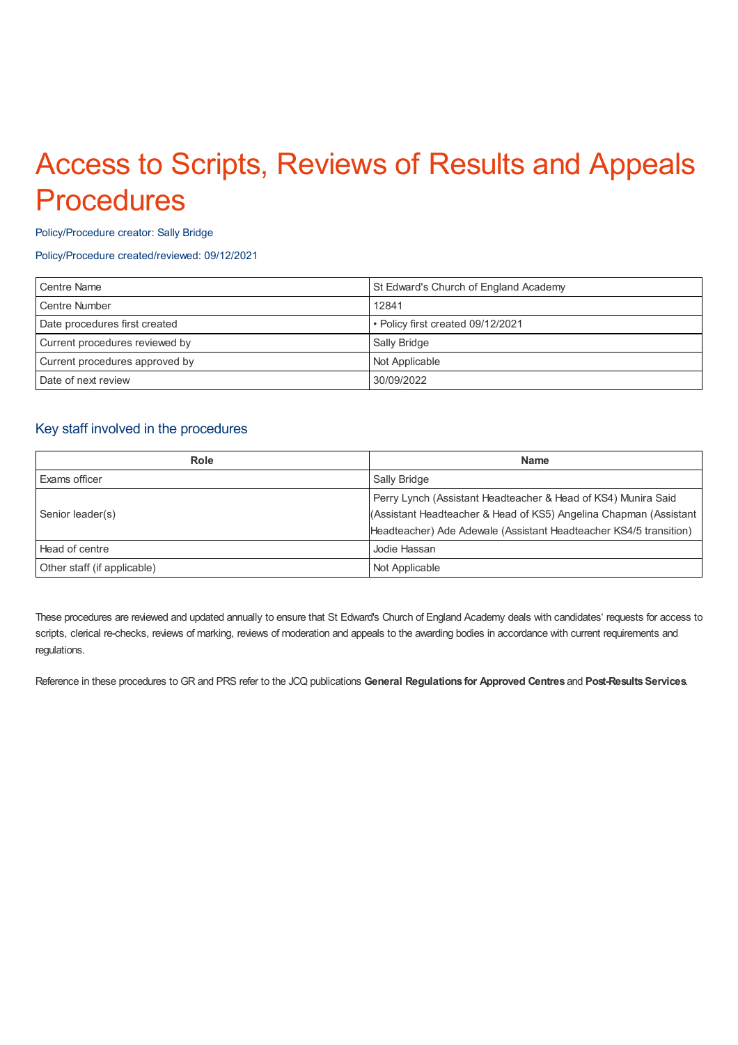# Access to Scripts, Reviews of Results and Appeals Procedures

Policy/Procedure creator: Sally Bridge

Policy/Procedure created/reviewed: 09/12/2021

| | |
|---|---|
| Centre Name | St Edward's Church of England Academy |
| Centre Number | 12841 |
| Date procedures first created | • Policy first created 09/12/2021 |
| Current procedures reviewed by | Sally Bridge |
| Current procedures approved by | Not Applicable |
| Date of next review | 30/09/2022 |

## Key staff involved in the procedures

| Role | Name |
|---|---|
| Exams officer | Sally Bridge |
| Senior leader(s) | Perry Lynch (Assistant Headteacher & Head of KS4) Munira Said (Assistant Headteacher & Head of KS5) Angelina Chapman (Assistant Headteacher) Ade Adewale (Assistant Headteacher KS4/5 transition) |
| Head of centre | Jodie Hassan |
| Other staff (if applicable) | Not Applicable |

These procedures are reviewed and updated annually to ensure that St Edward's Church of England Academy deals with candidates' requests for access to scripts, clerical re-checks, reviews of marking, reviews of moderation and appeals to the awarding bodies in accordance with current requirements and regulations.

Reference in these procedures to GR and PRS refer to the JCQ publications **General Regulations for Approved Centres** and **Post-Results Services**.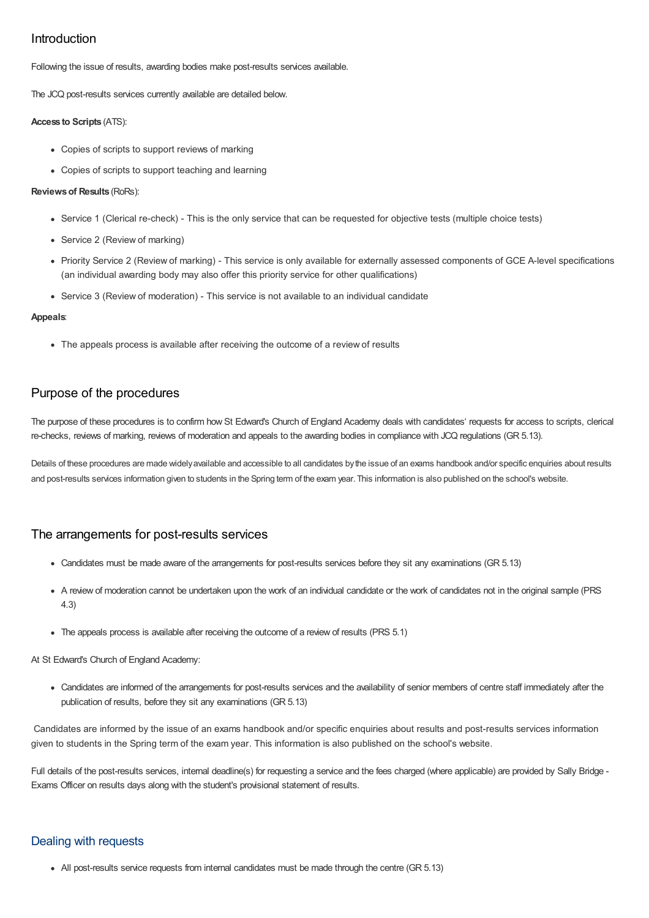## Introduction

Following the issue of results, awarding bodies make post-results services available.

The JCQ post-results services currently available are detailed below.

**Access to Scripts** (ATS):

- Copies of scripts to support reviews of marking
- Copies of scripts to support teaching and learning

**Reviews of Results** (RoRs):

- Service 1 (Clerical re-check) - This is the only service that can be requested for objective tests (multiple choice tests)
- Service 2 (Review of marking)
- Priority Service 2 (Review of marking) - This service is only available for externally assessed components of GCE A-level specifications (an individual awarding body may also offer this priority service for other qualifications)
- Service 3 (Review of moderation) - This service is not available to an individual candidate

**Appeals**:

- The appeals process is available after receiving the outcome of a review of results

## Purpose of the procedures

The purpose of these procedures is to confirm how St Edward's Church of England Academy deals with candidates' requests for access to scripts, clerical re-checks, reviews of marking, reviews of moderation and appeals to the awarding bodies in compliance with JCQ regulations (GR 5.13).

Details of these procedures are made widely available and accessible to all candidates by the issue of an exams handbook and/or specific enquiries about results and post-results services information given to students in the Spring term of the exam year. This information is also published on the school's website.

## The arrangements for post-results services

- Candidates must be made aware of the arrangements for post-results services before they sit any examinations (GR 5.13)
- A review of moderation cannot be undertaken upon the work of an individual candidate or the work of candidates not in the original sample (PRS 4.3)
- The appeals process is available after receiving the outcome of a review of results (PRS 5.1)

At St Edward's Church of England Academy:

- Candidates are informed of the arrangements for post-results services and the availability of senior members of centre staff immediately after the publication of results, before they sit any examinations (GR 5.13)

Candidates are informed by the issue of an exams handbook and/or specific enquiries about results and post-results services information given to students in the Spring term of the exam year. This information is also published on the school's website.

Full details of the post-results services, internal deadline(s) for requesting a service and the fees charged (where applicable) are provided by Sally Bridge - Exams Officer on results days along with the student's provisional statement of results.

## Dealing with requests

- All post-results service requests from internal candidates must be made through the centre (GR 5.13)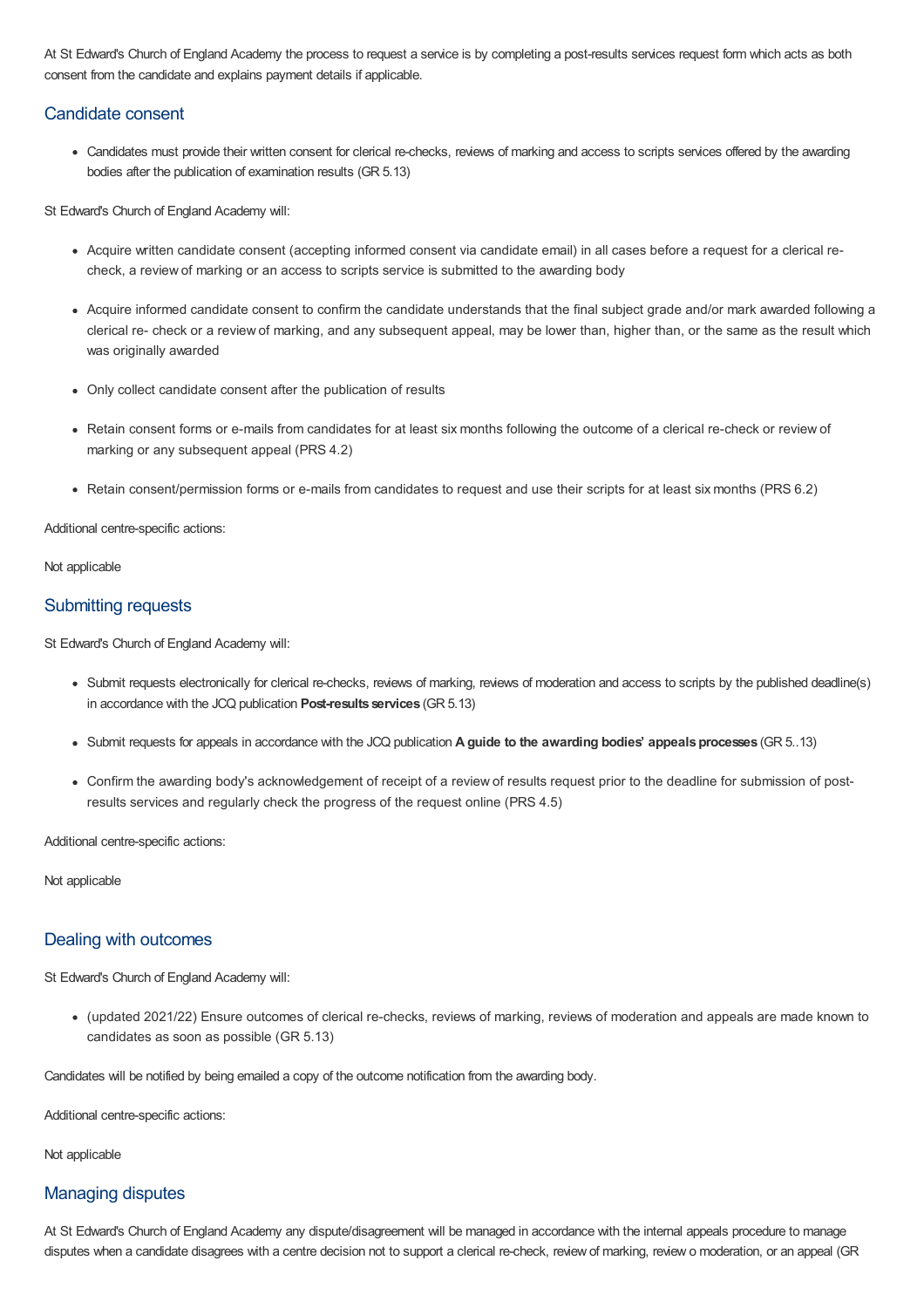At St Edward's Church of England Academy the process to request a service is by completing a post-results services request form which acts as both consent from the candidate and explains payment details if applicable.

## Candidate consent

- Candidates must provide their written consent for clerical re-checks, reviews of marking and access to scripts services offered by the awarding bodies after the publication of examination results (GR 5.13)

St Edward's Church of England Academy will:

- Acquire written candidate consent (accepting informed consent via candidate email) in all cases before a request for a clerical re-check, a review of marking or an access to scripts service is submitted to the awarding body
- Acquire informed candidate consent to confirm the candidate understands that the final subject grade and/or mark awarded following a clerical re- check or a review of marking, and any subsequent appeal, may be lower than, higher than, or the same as the result which was originally awarded
- Only collect candidate consent after the publication of results
- Retain consent forms or e-mails from candidates for at least six months following the outcome of a clerical re-check or review of marking or any subsequent appeal (PRS 4.2)
- Retain consent/permission forms or e-mails from candidates to request and use their scripts for at least six months (PRS 6.2)

Additional centre-specific actions:

Not applicable

## Submitting requests

St Edward's Church of England Academy will:

- Submit requests electronically for clerical re-checks, reviews of marking, reviews of moderation and access to scripts by the published deadline(s) in accordance with the JCQ publication **Post-results services** (GR 5.13)
- Submit requests for appeals in accordance with the JCQ publication **A guide to the awarding bodies' appeals processes** (GR 5..13)
- Confirm the awarding body's acknowledgement of receipt of a review of results request prior to the deadline for submission of post-results services and regularly check the progress of the request online (PRS 4.5)

Additional centre-specific actions:

Not applicable

## Dealing with outcomes

St Edward's Church of England Academy will:

- (updated 2021/22) Ensure outcomes of clerical re-checks, reviews of marking, reviews of moderation and appeals are made known to candidates as soon as possible (GR 5.13)

Candidates will be notified by being emailed a copy of the outcome notification from the awarding body.

Additional centre-specific actions:

Not applicable

## Managing disputes

At St Edward's Church of England Academy any dispute/disagreement will be managed in accordance with the internal appeals procedure to manage disputes when a candidate disagrees with a centre decision not to support a clerical re-check, review of marking, review o moderation, or an appeal (GR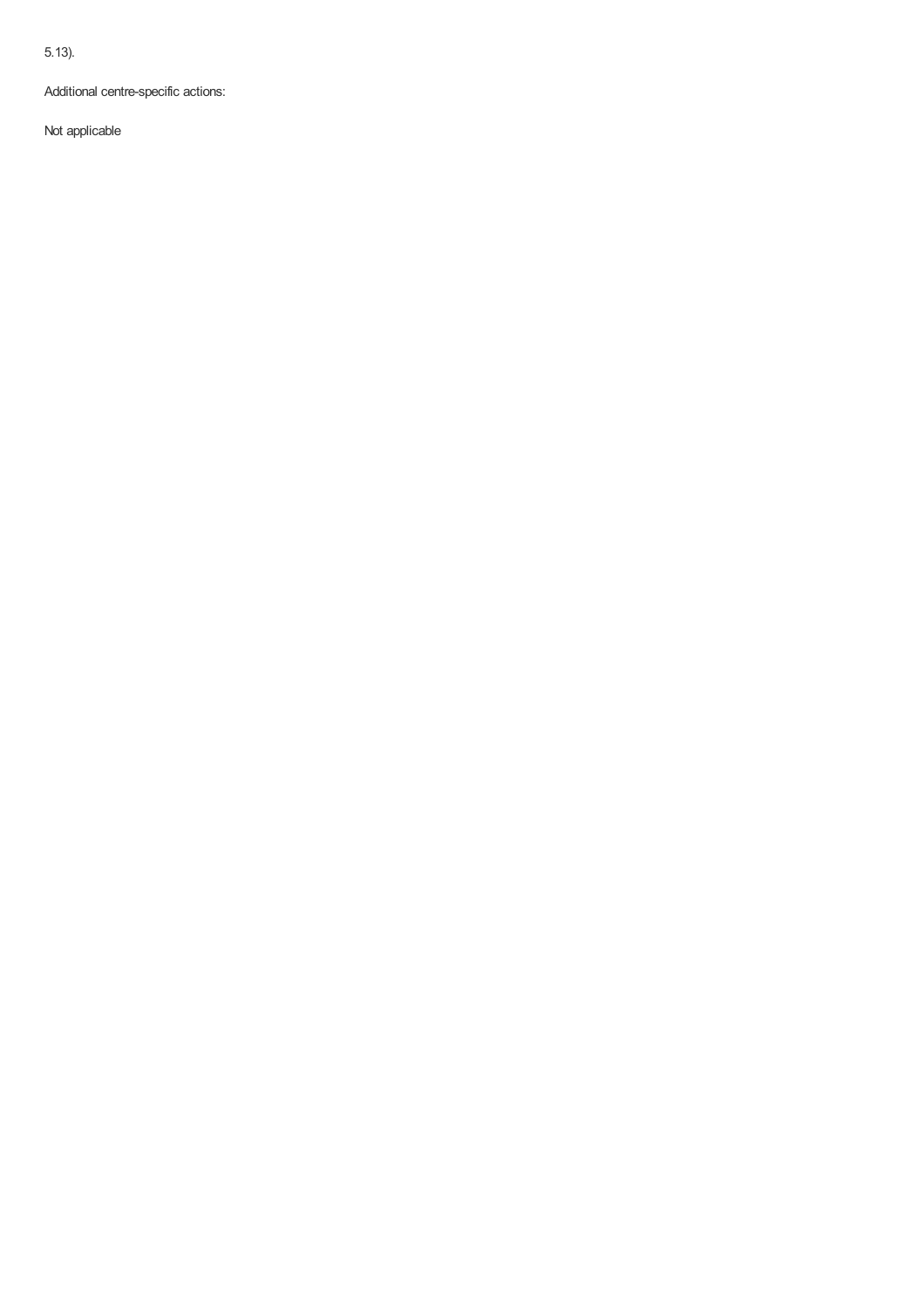5.13).

Additional centre-specific actions:

Not applicable